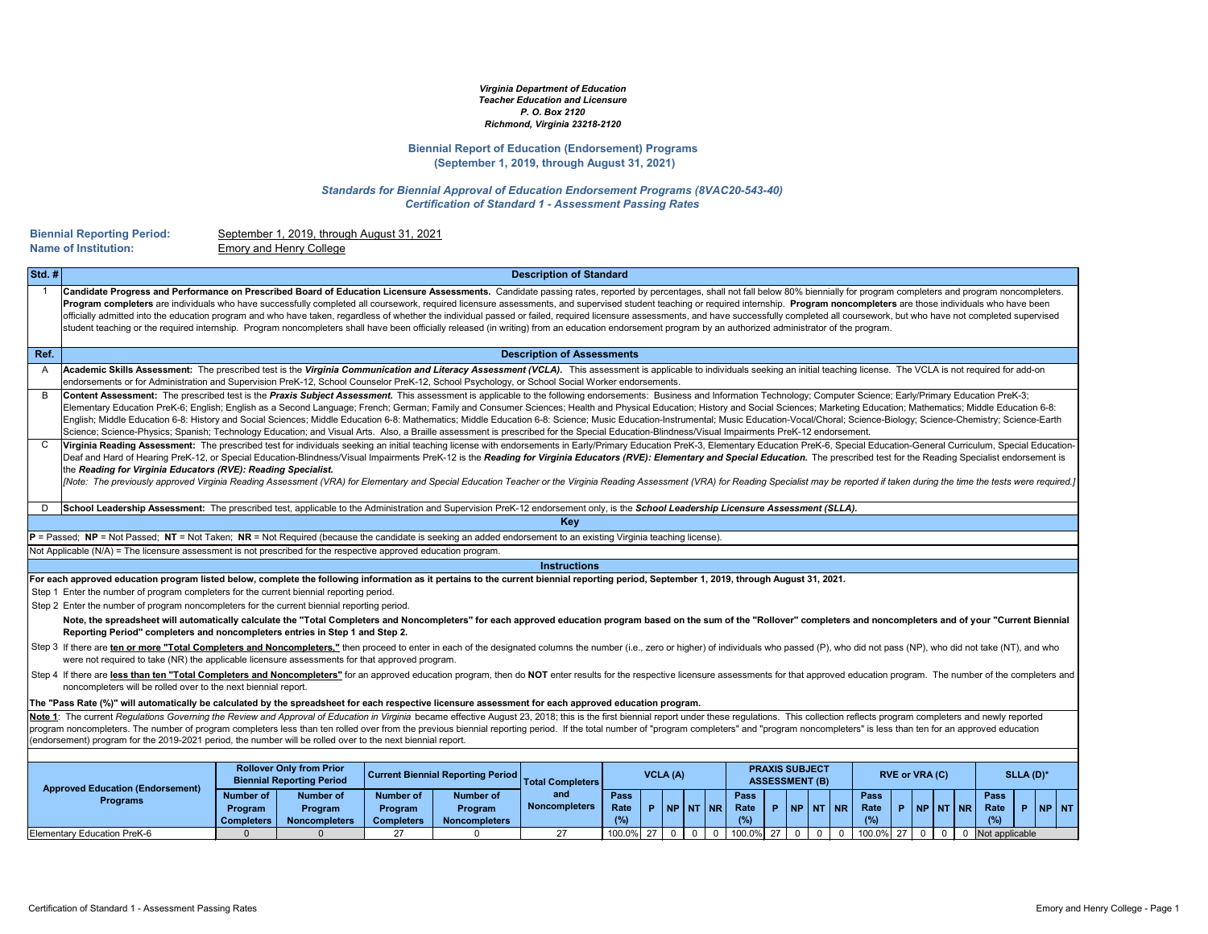*Virginia Department of Education*
*Teacher Education and Licensure*
*P. O. Box 2120*
*Richmond, Virginia 23218-2120*

## Biennial Report of Education (Endorsement) Programs
## (September 1, 2019, through August 31, 2021)

### *Standards for Biennial Approval of Education Endorsement Programs (8VAC20-543-40)*
### *Certification of Standard 1 - Assessment Passing Rates*

**Biennial Reporting Period:** September 1, 2019, through August 31, 2021
**Name of Institution:** Emory and Henry College

| Std. # | Description of Standard |
|---|---|
| 1 | **Candidate Progress and Performance on Prescribed Board of Education Licensure Assessments.** Candidate passing rates, reported by percentages, shall not fall below 80% biennially for program completers and program noncompleters. **Program completers** are individuals who have successfully completed all coursework, required licensure assessments, and supervised student teaching or required internship. **Program noncompleters** are those individuals who have been officially admitted into the education program and who have taken, regardless of whether the individual passed or failed, required licensure assessments, and have successfully completed all coursework, but who have not completed supervised student teaching or the required internship. Program noncompleters shall have been officially released (in writing) from an education endorsement program by an authorized administrator of the program. |

| Ref. | Description of Assessments |
|---|---|
| A | **Academic Skills Assessment:** The prescribed test is the ***Virginia Communication and Literacy Assessment (VCLA).*** This assessment is applicable to individuals seeking an initial teaching license. The VCLA is not required for add-on endorsements or for Administration and Supervision PreK-12, School Counselor PreK-12, School Psychology, or School Social Worker endorsements. |
| B | **Content Assessment:** The prescribed test is the ***Praxis Subject Assessment.*** This assessment is applicable to the following endorsements: Business and Information Technology; Computer Science; Early/Primary Education PreK-3; Elementary Education PreK-6; English; English as a Second Language; French; German; Family and Consumer Sciences; Health and Physical Education; History and Social Sciences; Marketing Education; Mathematics; Middle Education 6-8: English; Middle Education 6-8: History and Social Sciences; Middle Education 6-8: Mathematics; Middle Education 6-8: Science; Music Education-Instrumental; Music Education-Vocal/Choral; Science-Biology; Science-Chemistry; Science-Earth Science; Science-Physics; Spanish; Technology Education; and Visual Arts. Also, a Braille assessment is prescribed for the Special Education-Blindness/Visual Impairments PreK-12 endorsement. |
| C | **Virginia Reading Assessment:** The prescribed test for individuals seeking an initial teaching license with endorsements in Early/Primary Education PreK-3, Elementary Education PreK-6, Special Education-General Curriculum, Special Education-Deaf and Hard of Hearing PreK-12, or Special Education-Blindness/Visual Impairments PreK-12 is the ***Reading for Virginia Educators (RVE): Elementary and Special Education.*** The prescribed test for the Reading Specialist endorsement is the ***Reading for Virginia Educators (RVE): Reading Specialist.*** *[Note: The previously approved Virginia Reading Assessment (VRA) for Elementary and Special Education Teacher or the Virginia Reading Assessment (VRA) for Reading Specialist may be reported if taken during the time the tests were required.]* |
| D | **School Leadership Assessment:** The prescribed test, applicable to the Administration and Supervision PreK-12 endorsement only, is the ***School Leadership Licensure Assessment (SLLA).*** |

**Key**

**P** = Passed; **NP** = Not Passed; **NT** = Not Taken; **NR** = Not Required (because the candidate is seeking an added endorsement to an existing Virginia teaching license).

Not Applicable (N/A) = The licensure assessment is not prescribed for the respective approved education program.

**Instructions**

**For each approved education program listed below, complete the following information as it pertains to the current biennial reporting period, September 1, 2019, through August 31, 2021.**

Step 1 Enter the number of program completers for the current biennial reporting period.

Step 2 Enter the number of program noncompleters for the current biennial reporting period.

**Note, the spreadsheet will automatically calculate the "Total Completers and Noncompleters" for each approved education program based on the sum of the "Rollover" completers and noncompleters and of your "Current Biennial Reporting Period" completers and noncompleters entries in Step 1 and Step 2.**

Step 3 If there are **ten or more "Total Completers and Noncompleters,"** then proceed to enter in each of the designated columns the number (i.e., zero or higher) of individuals who passed (P), who did not pass (NP), who did not take (NT), and who were not required to take (NR) the applicable licensure assessments for that approved program.

Step 4 If there are **less than ten "Total Completers and Noncompleters"** for an approved education program, then do **NOT** enter results for the respective licensure assessments for that approved education program. The number of the completers and noncompleters will be rolled over to the next biennial report.

**The "Pass Rate (%)" will automatically be calculated by the spreadsheet for each respective licensure assessment for each approved education program.**

**Note 1**: The current *Regulations Governing the Review and Approval of Education in Virginia* became effective August 23, 2018; this is the first biennial report under these regulations. This collection reflects program completers and newly reported program noncompleters. The number of program completers less than ten rolled over from the previous biennial reporting period. If the total number of "program completers" and "program noncompleters" is less than ten for an approved education (endorsement) program for the 2019-2021 period, the number will be rolled over to the next biennial report.

| Approved Education (Endorsement) Programs | Rollover Only from Prior Biennial Reporting Period | | Current Biennial Reporting Period | | Total Completers and Noncompleters | VCLA (A) | | | | | PRAXIS SUBJECT ASSESSMENT (B) | | | | | RVE or VRA (C) | | | | | SLLA (D)* | | | |
|---|---|---|---|---|---|---|---|---|---|---|---|---|---|---|---|---|---|---|---|---|---|---|---|---|
| | Number of Program Completers | Number of Program Noncompleters | Number of Program Completers | Number of Program Noncompleters | | Pass Rate (%) | P | NP | NT | NR | Pass Rate (%) | P | NP | NT | NR | Pass Rate (%) | P | NP | NT | NR | Pass Rate (%) | P | NP | NT |
| Elementary Education PreK-6 | 0 | 0 | 27 | 0 | 27 | 100.0% | 27 | 0 | 0 | 0 | 100.0% | 27 | 0 | 0 | 0 | 100.0% | 27 | 0 | 0 | 0 | Not applicable | | | |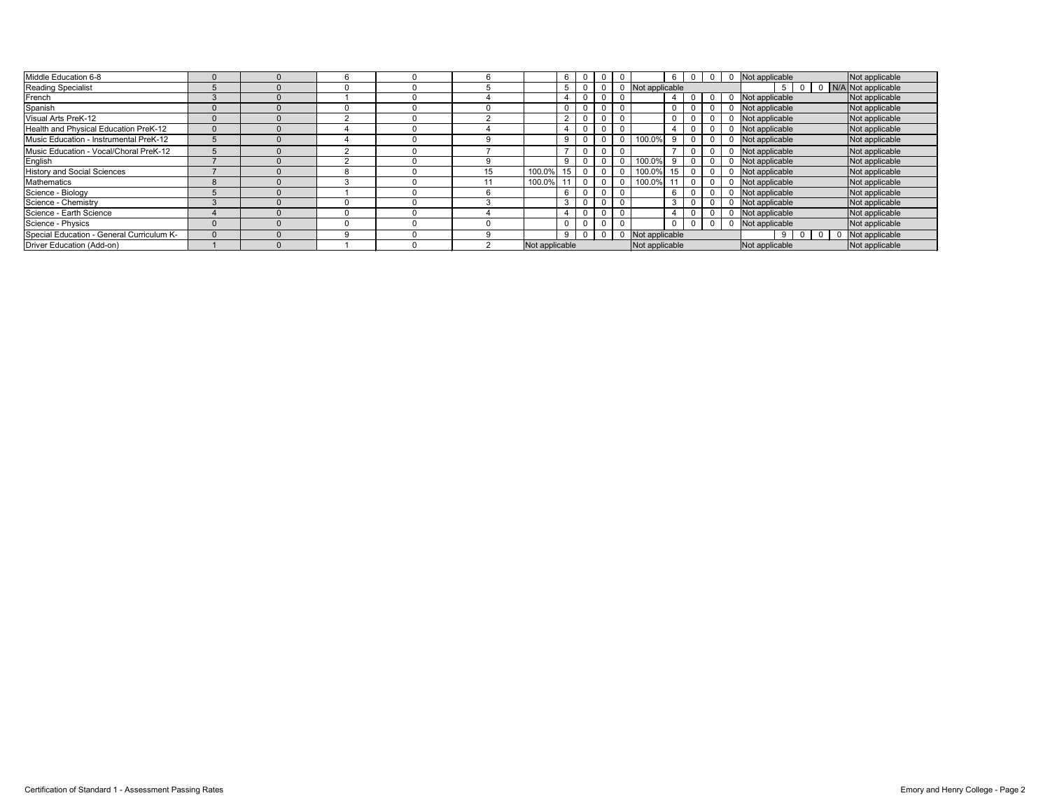| | | | | | | | | | | | | | | | | | | | | | |
|---|---|---|---|---|---|---|---|---|---|---|---|---|---|---|---|---|---|---|---|---|---|
| Middle Education 6-8 | 0 | 0 | 6 | 0 | 6 | | 6 | 0 | 0 | 0 | | 6 | 0 | 0 | 0 | Not applicable | | | | | Not applicable |
| Reading Specialist | 5 | 0 | 0 | 0 | 5 | | 5 | 0 | 0 | 0 | Not applicable | | | | | | 5 | 0 | 0 | N/A | Not applicable |
| French | 3 | 0 | 1 | 0 | 4 | | 4 | 0 | 0 | 0 | | 4 | 0 | 0 | 0 | Not applicable | | | | | Not applicable |
| Spanish | 0 | 0 | 0 | 0 | 0 | | 0 | 0 | 0 | 0 | | 0 | 0 | 0 | 0 | Not applicable | | | | | Not applicable |
| Visual Arts PreK-12 | 0 | 0 | 2 | 0 | 2 | | 2 | 0 | 0 | 0 | | 0 | 0 | 0 | 0 | Not applicable | | | | | Not applicable |
| Health and Physical Education PreK-12 | 0 | 0 | 4 | 0 | 4 | | 4 | 0 | 0 | 0 | | 4 | 0 | 0 | 0 | Not applicable | | | | | Not applicable |
| Music Education - Instrumental PreK-12 | 5 | 0 | 4 | 0 | 9 | | 9 | 0 | 0 | 0 | 100.0% | 9 | 0 | 0 | 0 | Not applicable | | | | | Not applicable |
| Music Education - Vocal/Choral PreK-12 | 5 | 0 | 2 | 0 | 7 | | 7 | 0 | 0 | 0 | | 7 | 0 | 0 | 0 | Not applicable | | | | | Not applicable |
| English | 7 | 0 | 2 | 0 | 9 | | 9 | 0 | 0 | 0 | 100.0% | 9 | 0 | 0 | 0 | Not applicable | | | | | Not applicable |
| History and Social Sciences | 7 | 0 | 8 | 0 | 15 | 100.0% | 15 | 0 | 0 | 0 | 100.0% | 15 | 0 | 0 | 0 | Not applicable | | | | | Not applicable |
| Mathematics | 8 | 0 | 3 | 0 | 11 | 100.0% | 11 | 0 | 0 | 0 | 100.0% | 11 | 0 | 0 | 0 | Not applicable | | | | | Not applicable |
| Science - Biology | 5 | 0 | 1 | 0 | 6 | | 6 | 0 | 0 | 0 | | 6 | 0 | 0 | 0 | Not applicable | | | | | Not applicable |
| Science - Chemistry | 3 | 0 | 0 | 0 | 3 | | 3 | 0 | 0 | 0 | | 3 | 0 | 0 | 0 | Not applicable | | | | | Not applicable |
| Science - Earth Science | 4 | 0 | 0 | 0 | 4 | | 4 | 0 | 0 | 0 | | 4 | 0 | 0 | 0 | Not applicable | | | | | Not applicable |
| Science - Physics | 0 | 0 | 0 | 0 | 0 | | 0 | 0 | 0 | 0 | | 0 | 0 | 0 | 0 | Not applicable | | | | | Not applicable |
| Special Education - General Curriculum K- | 0 | 0 | 9 | 0 | 9 | | 9 | 0 | 0 | 0 | Not applicable | | | | | | 9 | 0 | 0 | 0 | Not applicable |
| Driver Education (Add-on) | 1 | 0 | 1 | 0 | 2 | Not applicable | | | | | Not applicable | | | | | Not applicable | | | | | Not applicable |